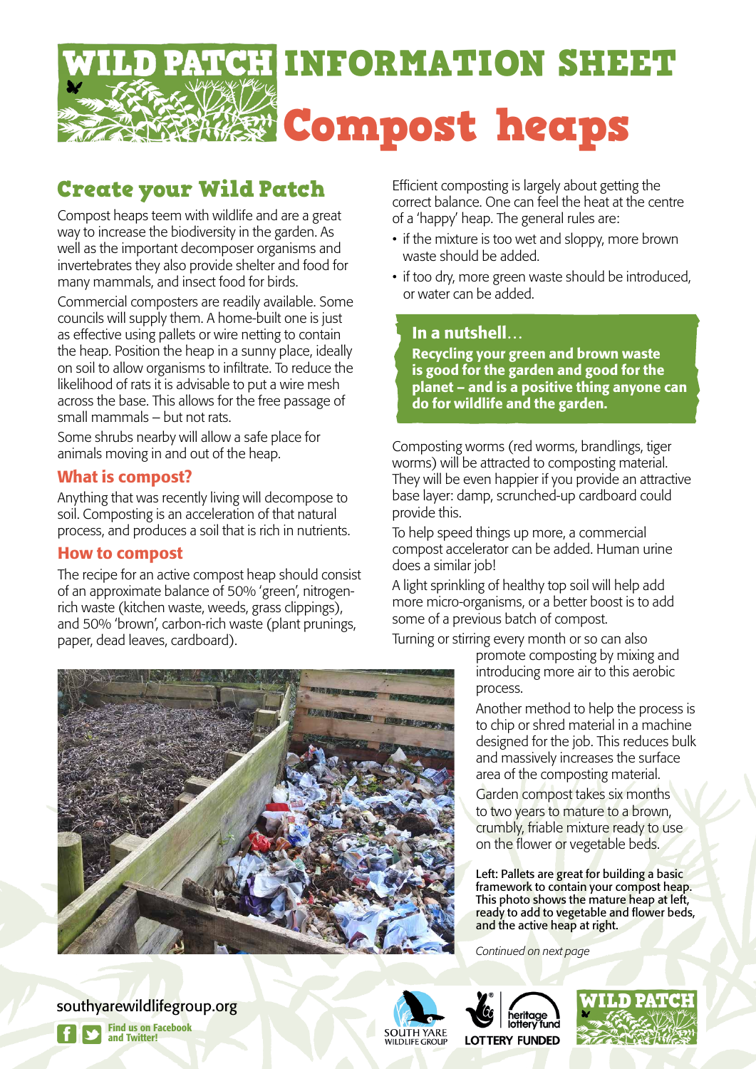# WILD PATCH INFORMATION SHEET

# Compost heaps

## Create your Wild Patch

Compost heaps teem with wildlife and are a great way to increase the biodiversity in the garden. As well as the important decomposer organisms and invertebrates they also provide shelter and food for many mammals, and insect food for birds.

Commercial composters are readily available. Some councils will supply them. A home-built one is just as effective using pallets or wire netting to contain the heap. Position the heap in a sunny place, ideally on soil to allow organisms to infiltrate. To reduce the likelihood of rats it is advisable to put a wire mesh across the base. This allows for the free passage of small mammals – but not rats.

Some shrubs nearby will allow a safe place for animals moving in and out of the heap.

### What is compost?

Anything that was recently living will decompose to soil. Composting is an acceleration of that natural process, and produces a soil that is rich in nutrients.

### How to compost

The recipe for an active compost heap should consist of an approximate balance of 50% 'green', nitrogen-rich waste (kitchen waste, weeds, grass clippings), and 50% 'brown', carbon-rich waste (plant prunings, paper, dead leaves, cardboard).

Efficient composting is largely about getting the correct balance. One can feel the heat at the centre of a 'happy' heap. The general rules are:

- if the mixture is too wet and sloppy, more brown waste should be added.
- if too dry, more green waste should be introduced, or water can be added.

> **In a nutshell…**
>
> **Recycling your green and brown waste is good for the garden and good for the planet – and is a positive thing anyone can do for wildlife and the garden.**

Composting worms (red worms, brandlings, tiger worms) will be attracted to composting material. They will be even happier if you provide an attractive base layer: damp, scrunched-up cardboard could provide this.

To help speed things up more, a commercial compost accelerator can be added. Human urine does a similar job!

A light sprinkling of healthy top soil will help add more micro-organisms, or a better boost is to add some of a previous batch of compost.

Turning or stirring every month or so can also promote composting by mixing and introducing more air to this aerobic process.

Another method to help the process is to chip or shred material in a machine designed for the job. This reduces bulk and massively increases the surface area of the composting material.

Garden compost takes six months to two years to mature to a brown, crumbly, friable mixture ready to use on the flower or vegetable beds.

**Left: Pallets are great for building a basic framework to contain your compost heap. This photo shows the mature heap at left, ready to add to vegetable and flower beds, and the active heap at right.**

*Continued on next page*

southyarewildlifegroup.org

Find us on Facebook and Twitter!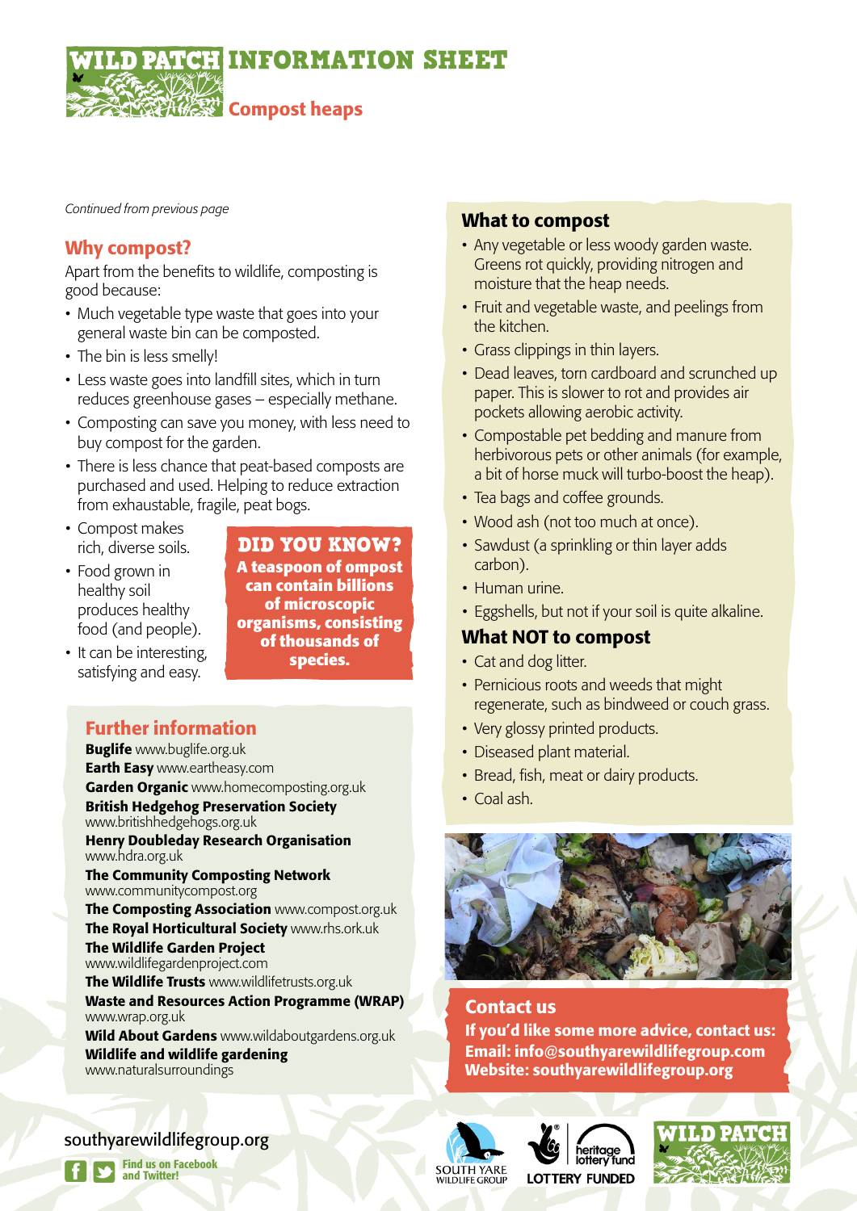# WILD PATCH INFORMATION SHEET

## Compost heaps

*Continued from previous page*

## Why compost?

Apart from the benefits to wildlife, composting is good because:

- Much vegetable type waste that goes into your general waste bin can be composted.
- The bin is less smelly!
- Less waste goes into landfill sites, which in turn reduces greenhouse gases – especially methane.
- Composting can save you money, with less need to buy compost for the garden.
- There is less chance that peat-based composts are purchased and used. Helping to reduce extraction from exhaustable, fragile, peat bogs.
- Compost makes rich, diverse soils.
- Food grown in healthy soil produces healthy food (and people).
- It can be interesting, satisfying and easy.

**DID YOU KNOW?**

**A teaspoon of ompost can contain billions of microscopic organisms, consisting of thousands of species.**

## Further information

**Buglife** www.buglife.org.uk
**Earth Easy** www.eartheasy.com
**Garden Organic** www.homecomposting.org.uk
**British Hedgehog Preservation Society** www.britishhedgehogs.org.uk
**Henry Doubleday Research Organisation** www.hdra.org.uk
**The Community Composting Network** www.communitycompost.org
**The Composting Association** www.compost.org.uk
**The Royal Horticultural Society** www.rhs.ork.uk
**The Wildlife Garden Project** www.wildlifegardenproject.com
**The Wildlife Trusts** www.wildlifetrusts.org.uk
**Waste and Resources Action Programme (WRAP)** www.wrap.org.uk
**Wild About Gardens** www.wildaboutgardens.org.uk
**Wildlife and wildlife gardening** www.naturalsurroundings

## What to compost

- Any vegetable or less woody garden waste. Greens rot quickly, providing nitrogen and moisture that the heap needs.
- Fruit and vegetable waste, and peelings from the kitchen.
- Grass clippings in thin layers.
- Dead leaves, torn cardboard and scrunched up paper. This is slower to rot and provides air pockets allowing aerobic activity.
- Compostable pet bedding and manure from herbivorous pets or other animals (for example, a bit of horse muck will turbo-boost the heap).
- Tea bags and coffee grounds.
- Wood ash (not too much at once).
- Sawdust (a sprinkling or thin layer adds carbon).
- Human urine.
- Eggshells, but not if your soil is quite alkaline.

## What NOT to compost

- Cat and dog litter.
- Pernicious roots and weeds that might regenerate, such as bindweed or couch grass.
- Very glossy printed products.
- Diseased plant material.
- Bread, fish, meat or dairy products.
- Coal ash.

## Contact us

**If you'd like some more advice, contact us:**
**Email: info@southyarewildlifegroup.com**
**Website: southyarewildlifegroup.org**

southyarewildlifegroup.org

Find us on Facebook and Twitter!

SOUTH YARE WILDLIFE GROUP — heritage lottery fund LOTTERY FUNDED — WILD PATCH